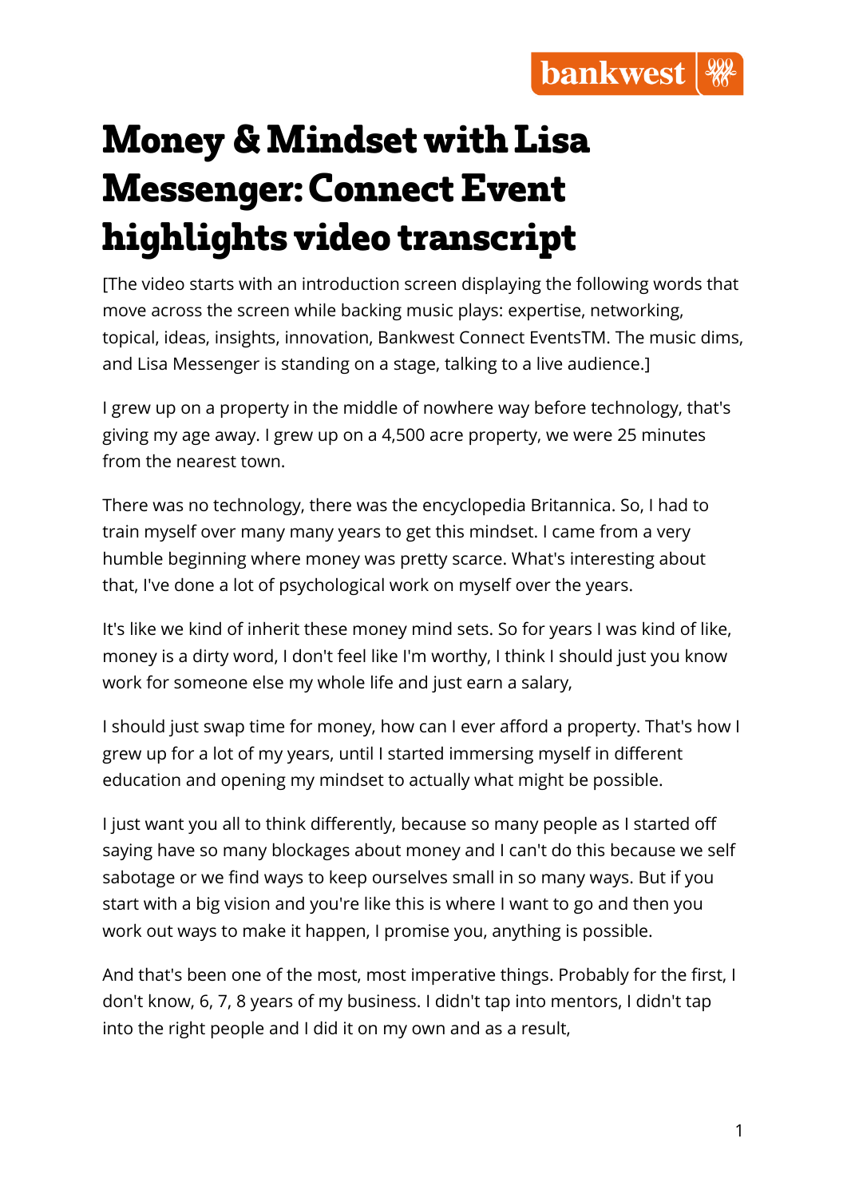# Money & Mindset with Lisa Messenger: Connect Event highlights video transcript

[The video starts with an introduction screen displaying the following words that move across the screen while backing music plays: expertise, networking, topical, ideas, insights, innovation, Bankwest Connect EventsTM. The music dims, and Lisa Messenger is standing on a stage, talking to a live audience.]

I grew up on a property in the middle of nowhere way before technology, that's giving my age away. I grew up on a 4,500 acre property, we were 25 minutes from the nearest town.

There was no technology, there was the encyclopedia Britannica. So, I had to train myself over many many years to get this mindset. I came from a very humble beginning where money was pretty scarce. What's interesting about that, I've done a lot of psychological work on myself over the years.

It's like we kind of inherit these money mind sets. So for years I was kind of like, money is a dirty word, I don't feel like I'm worthy, I think I should just you know work for someone else my whole life and just earn a salary,

I should just swap time for money, how can I ever afford a property. That's how I grew up for a lot of my years, until I started immersing myself in different education and opening my mindset to actually what might be possible.

I just want you all to think differently, because so many people as I started off saying have so many blockages about money and I can't do this because we self sabotage or we find ways to keep ourselves small in so many ways. But if you start with a big vision and you're like this is where I want to go and then you work out ways to make it happen, I promise you, anything is possible.

And that's been one of the most, most imperative things. Probably for the first, I don't know, 6, 7, 8 years of my business. I didn't tap into mentors, I didn't tap into the right people and I did it on my own and as a result,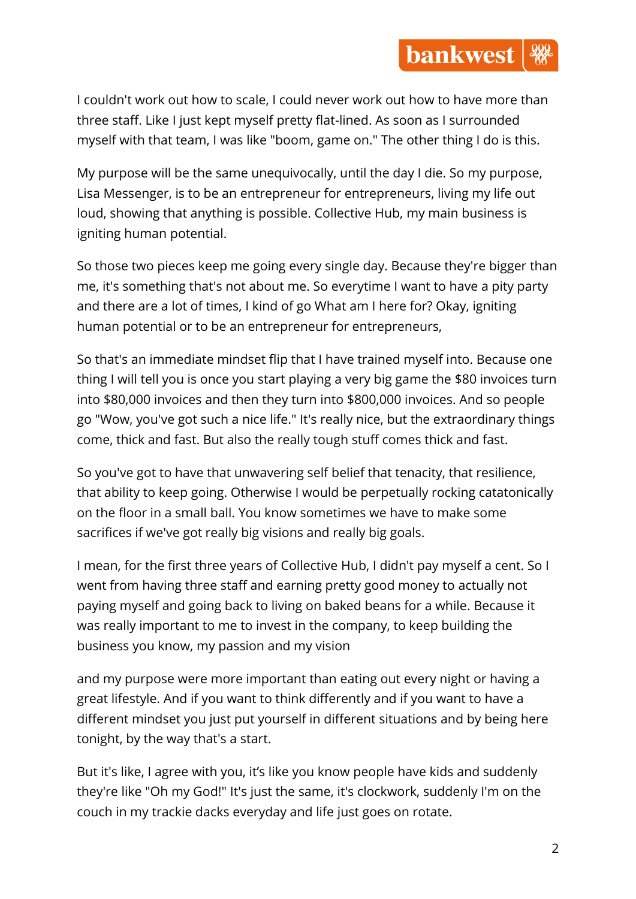I couldn't work out how to scale, I could never work out how to have more than three staff. Like I just kept myself pretty flat-lined. As soon as I surrounded myself with that team, I was like "boom, game on." The other thing I do is this.

My purpose will be the same unequivocally, until the day I die. So my purpose, Lisa Messenger, is to be an entrepreneur for entrepreneurs, living my life out loud, showing that anything is possible. Collective Hub, my main business is igniting human potential.

So those two pieces keep me going every single day. Because they're bigger than me, it's something that's not about me. So everytime I want to have a pity party and there are a lot of times, I kind of go What am I here for? Okay, igniting human potential or to be an entrepreneur for entrepreneurs,

So that's an immediate mindset flip that I have trained myself into. Because one thing I will tell you is once you start playing a very big game the $80 invoices turn into $80,000 invoices and then they turn into $800,000 invoices. And so people go "Wow, you've got such a nice life." It's really nice, but the extraordinary things come, thick and fast. But also the really tough stuff comes thick and fast.

So you've got to have that unwavering self belief that tenacity, that resilience, that ability to keep going. Otherwise I would be perpetually rocking catatonically on the floor in a small ball. You know sometimes we have to make some sacrifices if we've got really big visions and really big goals.

I mean, for the first three years of Collective Hub, I didn't pay myself a cent. So I went from having three staff and earning pretty good money to actually not paying myself and going back to living on baked beans for a while. Because it was really important to me to invest in the company, to keep building the business you know, my passion and my vision

and my purpose were more important than eating out every night or having a great lifestyle. And if you want to think differently and if you want to have a different mindset you just put yourself in different situations and by being here tonight, by the way that's a start.

But it's like, I agree with you, it's like you know people have kids and suddenly they're like "Oh my God!" It's just the same, it's clockwork, suddenly I'm on the couch in my trackie dacks everyday and life just goes on rotate.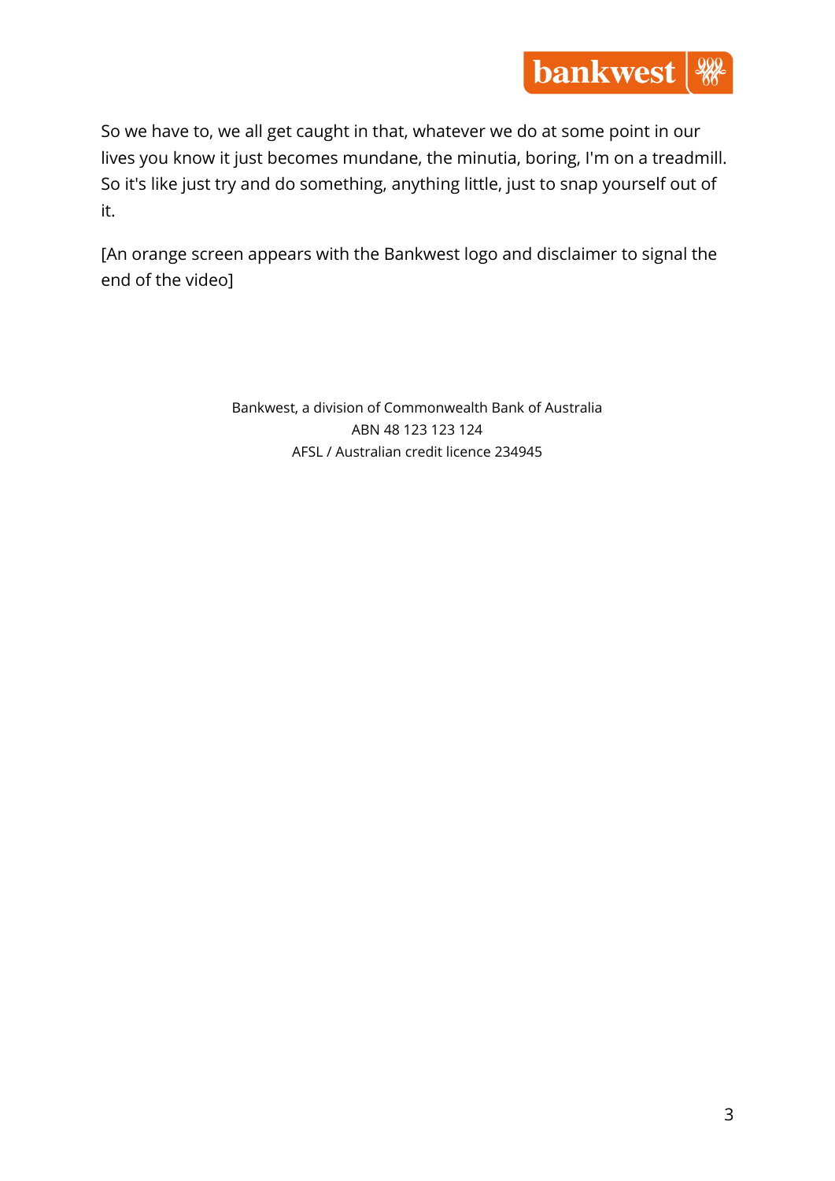So we have to, we all get caught in that, whatever we do at some point in our lives you know it just becomes mundane, the minutia, boring, I'm on a treadmill. So it's like just try and do something, anything little, just to snap yourself out of it.

[An orange screen appears with the Bankwest logo and disclaimer to signal the end of the video]

Bankwest, a division of Commonwealth Bank of Australia
ABN 48 123 123 124
AFSL / Australian credit licence 234945